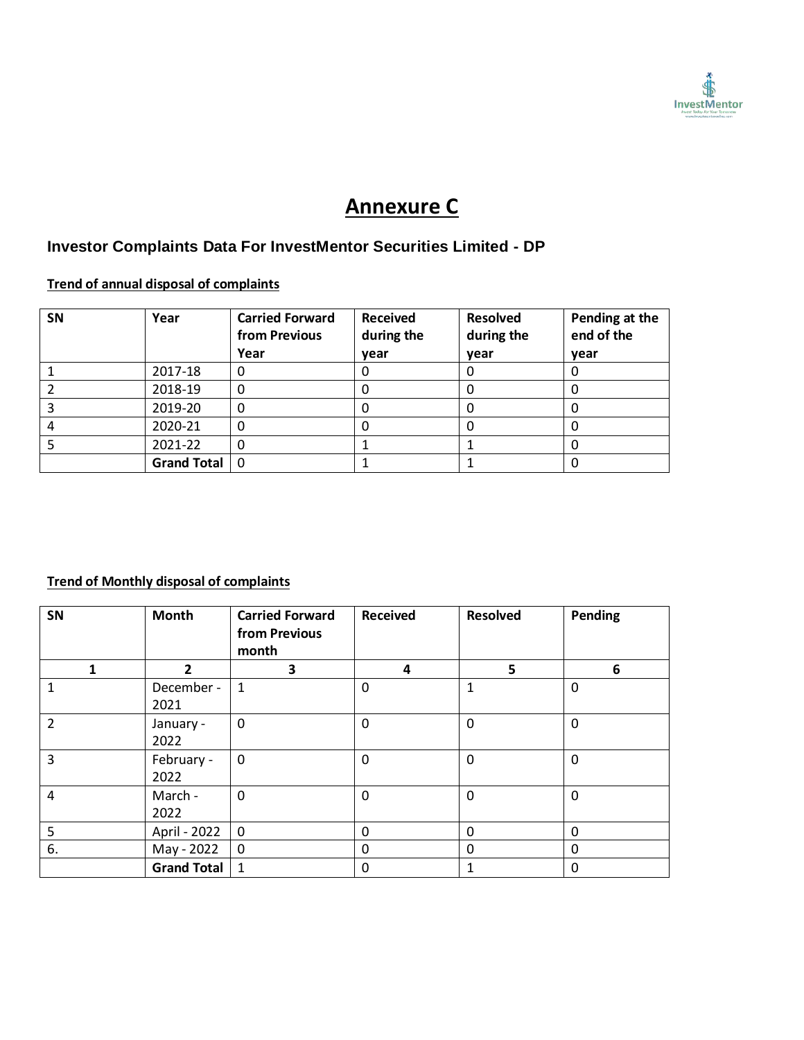# Annexure C

## Investor Complaints Data For InvestMentor Securities Limited - DP

**Trend of annual disposal of complaints**

| SN | Year | Carried Forward from Previous Year | Received during the year | Resolved during the year | Pending at the end of the year |
|---|---|---|---|---|---|
| 1 | 2017-18 | 0 | 0 | 0 | 0 |
| 2 | 2018-19 | 0 | 0 | 0 | 0 |
| 3 | 2019-20 | 0 | 0 | 0 | 0 |
| 4 | 2020-21 | 0 | 0 | 0 | 0 |
| 5 | 2021-22 | 0 | 1 | 1 | 0 |
| | **Grand Total** | 0 | 1 | 1 | 0 |

**Trend of Monthly disposal of complaints**

| SN | Month | Carried Forward from Previous month | Received | Resolved | Pending |
|---|---|---|---|---|---|
| **1** | **2** | **3** | **4** | **5** | **6** |
| 1 | December - 2021 | 1 | 0 | 1 | 0 |
| 2 | January - 2022 | 0 | 0 | 0 | 0 |
| 3 | February - 2022 | 0 | 0 | 0 | 0 |
| 4 | March - 2022 | 0 | 0 | 0 | 0 |
| 5 | April - 2022 | 0 | 0 | 0 | 0 |
| 6. | May - 2022 | 0 | 0 | 0 | 0 |
| | **Grand Total** | 1 | 0 | 1 | 0 |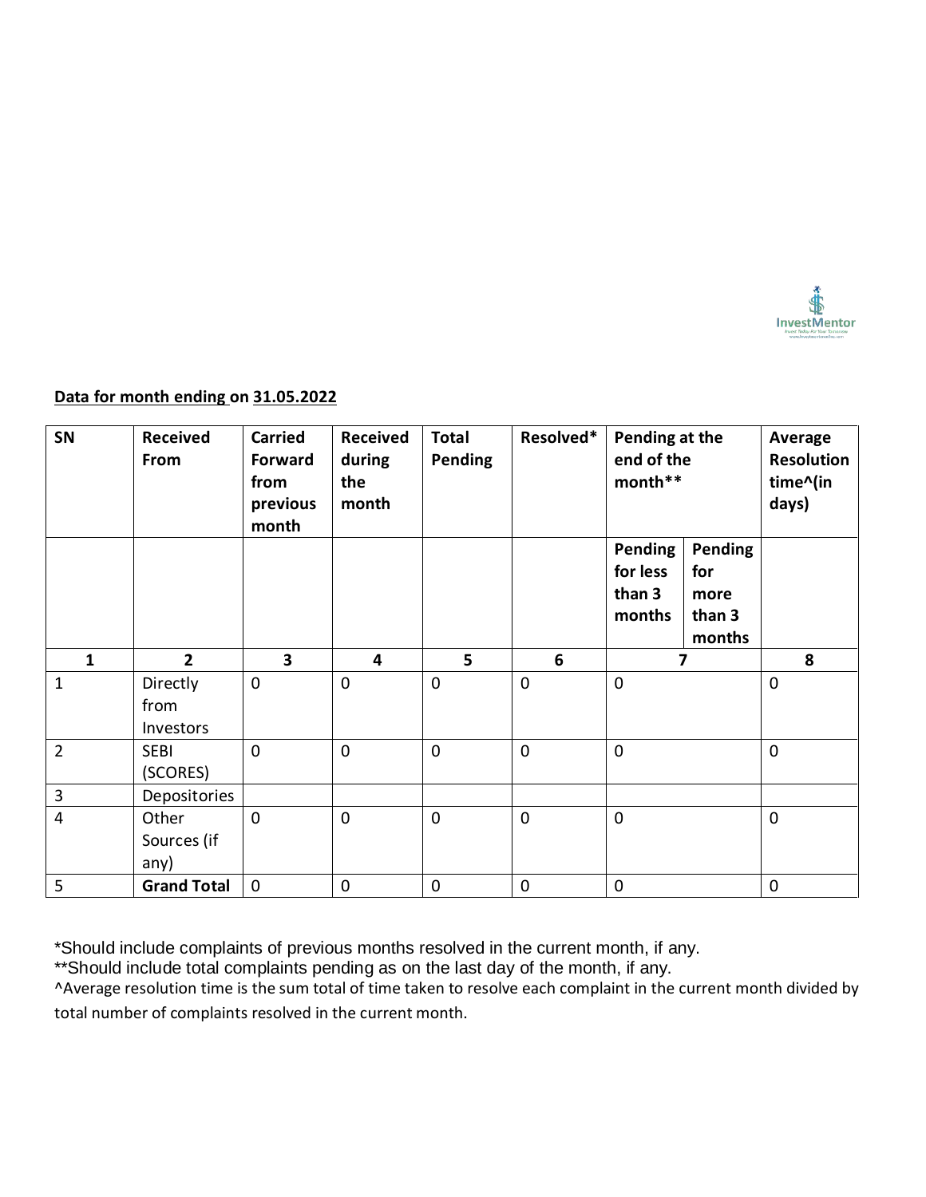**Data for month ending on 31.05.2022**

| SN | Received From | Carried Forward from previous month | Received during the month | Total Pending | Resolved* | Pending at the end of the month** | | Average Resolution time^(in days) |
|---|---|---|---|---|---|---|---|---|
| | | | | | | Pending for less than 3 months | Pending for more than 3 months | |
| 1 | 2 | 3 | 4 | 5 | 6 | 7 | | 8 |
| 1 | Directly from Investors | 0 | 0 | 0 | 0 | 0 | | 0 |
| 2 | SEBI (SCORES) | 0 | 0 | 0 | 0 | 0 | | 0 |
| 3 | Depositories | | | | | | | |
| 4 | Other Sources (if any) | 0 | 0 | 0 | 0 | 0 | | 0 |
| 5 | **Grand Total** | 0 | 0 | 0 | 0 | 0 | | 0 |

*Should include complaints of previous months resolved in the current month, if any.

**Should include total complaints pending as on the last day of the month, if any.

^Average resolution time is the sum total of time taken to resolve each complaint in the current month divided by total number of complaints resolved in the current month.